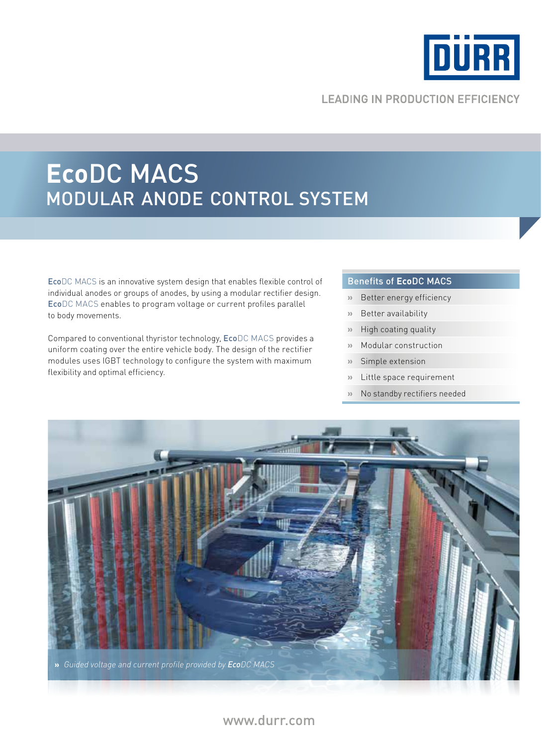LEADING IN PRODUCTION EFFICIENCY

# **Eco**DC MACS
## MODULAR ANODE CONTROL SYSTEM

**Eco**DC MACS is an innovative system design that enables flexible control of individual anodes or groups of anodes, by using a modular rectifier design. **Eco**DC MACS enables to program voltage or current profiles parallel to body movements.

Compared to conventional thyristor technology, **Eco**DC MACS provides a uniform coating over the entire vehicle body. The design of the rectifier modules uses IGBT technology to configure the system with maximum flexibility and optimal efficiency.

### Benefits of **Eco**DC MACS

- Better energy efficiency
- Better availability
- High coating quality
- Modular construction
- Simple extension
- Little space requirement
- No standby rectifiers needed

» *Guided voltage and current profile provided by **Eco**DC MACS*

www.durr.com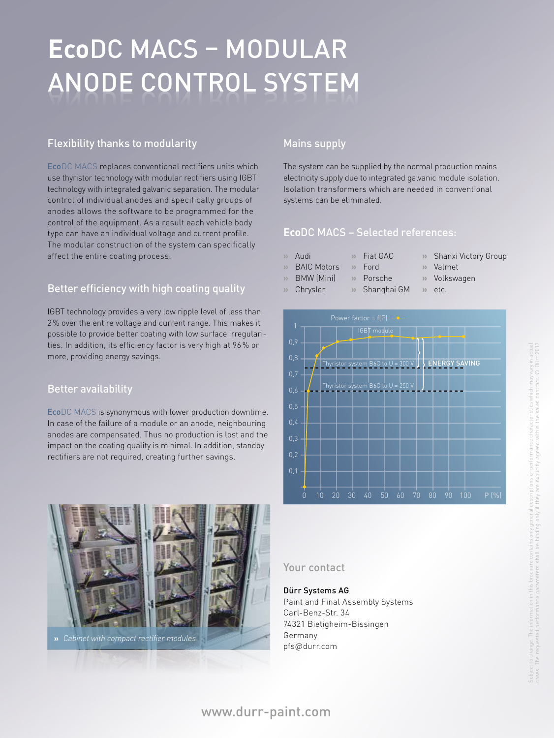# EcoDC MACS – MODULAR ANODE CONTROL SYSTEM

## Flexibility thanks to modularity

EcoDC MACS replaces conventional rectifiers units which use thyristor technology with modular rectifiers using IGBT technology with integrated galvanic separation. The modular control of individual anodes and specifically groups of anodes allows the software to be programmed for the control of the equipment. As a result each vehicle body type can have an individual voltage and current profile. The modular construction of the system can specifically affect the entire coating process.

## Better efficiency with high coating quality

IGBT technology provides a very low ripple level of less than 2% over the entire voltage and current range. This makes it possible to provide better coating with low surface irregularities. In addition, its efficiency factor is very high at 96% or more, providing energy savings.

## Better availability

EcoDC MACS is synonymous with lower production downtime. In case of the failure of a module or an anode, neighbouring anodes are compensated. Thus no production is lost and the impact on the coating quality is minimal. In addition, standby rectifiers are not required, creating further savings.

## Mains supply

The system can be supplied by the normal production mains electricity supply due to integrated galvanic module isolation. Isolation transformers which are needed in conventional systems can be eliminated.

## EcoDC MACS – Selected references:

- Audi
- BAIC Motors
- BMW (Mini)
- Chrysler
- Fiat GAC
- Ford
- Porsche
- Shanghai GM
- Shanxi Victory Group
- Valmet
- Volkswagen
- etc.

Power factor = f(P)

IGBT module

Thyristor system B6C to U = 300 V

Thyristor system B6C to U = 250 V

ENERGY SAVING

1
0,9
0,8
0,7
0,6
0,5
0,4
0,3
0,2
0,1

0 10 20 30 40 50 60 70 80 90 100 P [%]

» *Cabinet with compact rectifier modules*

## Your contact

**Dürr Systems AG**
Paint and Final Assembly Systems
Carl-Benz-Str. 34
74321 Bietigheim-Bissingen
Germany
pfs@durr.com

Subject to change. The information in this brochure contains only general descriptions or performance characteristics which may vary in actual cases. The requested performance parameters shall be binding only if they are explicitly agreed within the sales contract. © Dürr 2017

www.durr-paint.com